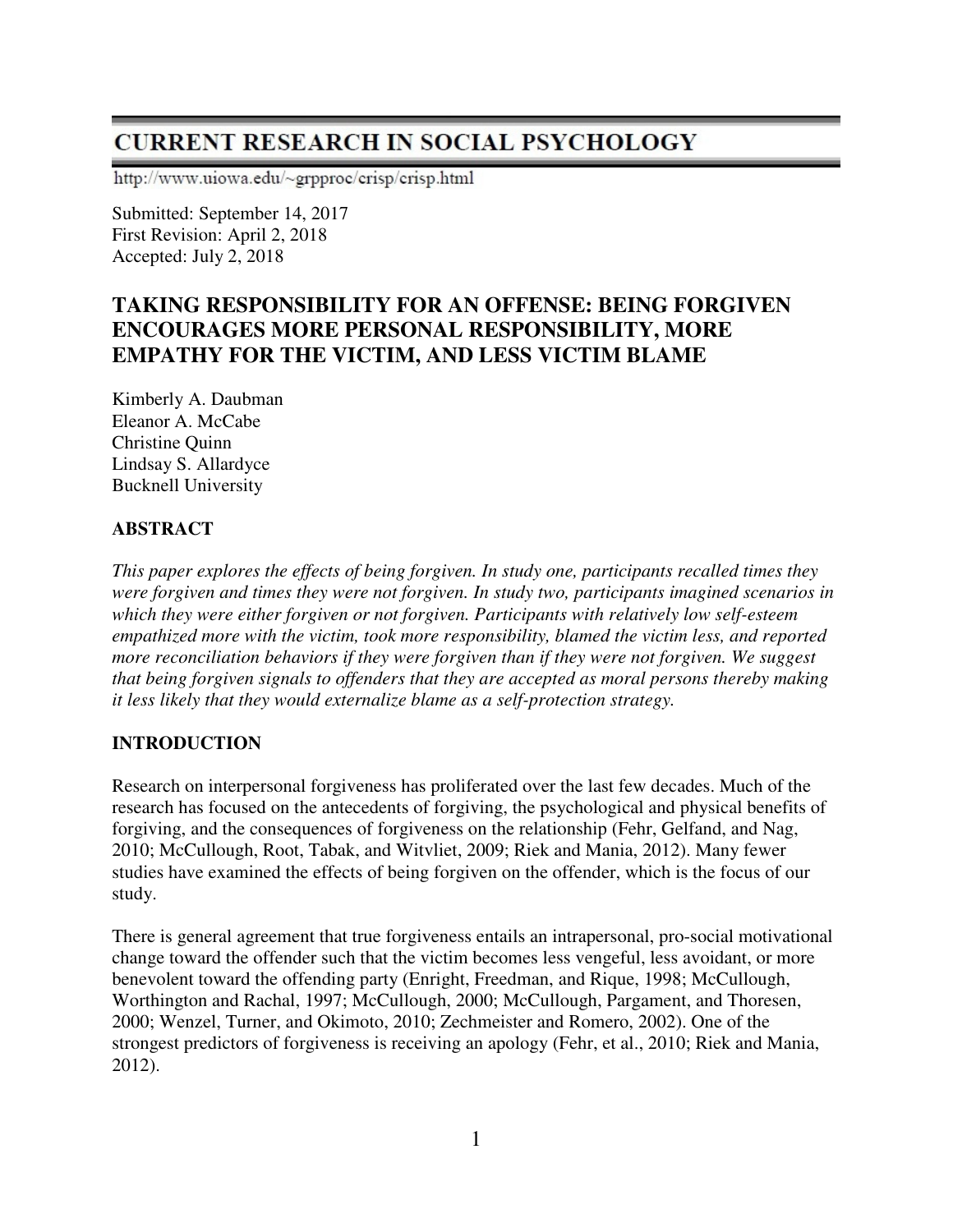# CURRENT RESEARCH IN SOCIAL PSYCHOLOGY

http://www.uiowa.edu/~grpproc/crisp/crisp.html

Submitted: September 14, 2017
First Revision: April 2, 2018
Accepted: July 2, 2018

## TAKING RESPONSIBILITY FOR AN OFFENSE: BEING FORGIVEN ENCOURAGES MORE PERSONAL RESPONSIBILITY, MORE EMPATHY FOR THE VICTIM, AND LESS VICTIM BLAME

Kimberly A. Daubman
Eleanor A. McCabe
Christine Quinn
Lindsay S. Allardyce
Bucknell University

### ABSTRACT

*This paper explores the effects of being forgiven. In study one, participants recalled times they were forgiven and times they were not forgiven. In study two, participants imagined scenarios in which they were either forgiven or not forgiven. Participants with relatively low self-esteem empathized more with the victim, took more responsibility, blamed the victim less, and reported more reconciliation behaviors if they were forgiven than if they were not forgiven. We suggest that being forgiven signals to offenders that they are accepted as moral persons thereby making it less likely that they would externalize blame as a self-protection strategy.*

### INTRODUCTION

Research on interpersonal forgiveness has proliferated over the last few decades. Much of the research has focused on the antecedents of forgiving, the psychological and physical benefits of forgiving, and the consequences of forgiveness on the relationship (Fehr, Gelfand, and Nag, 2010; McCullough, Root, Tabak, and Witvliet, 2009; Riek and Mania, 2012). Many fewer studies have examined the effects of being forgiven on the offender, which is the focus of our study.

There is general agreement that true forgiveness entails an intrapersonal, pro-social motivational change toward the offender such that the victim becomes less vengeful, less avoidant, or more benevolent toward the offending party (Enright, Freedman, and Rique, 1998; McCullough, Worthington and Rachal, 1997; McCullough, 2000; McCullough, Pargament, and Thoresen, 2000; Wenzel, Turner, and Okimoto, 2010; Zechmeister and Romero, 2002). One of the strongest predictors of forgiveness is receiving an apology (Fehr, et al., 2010; Riek and Mania, 2012).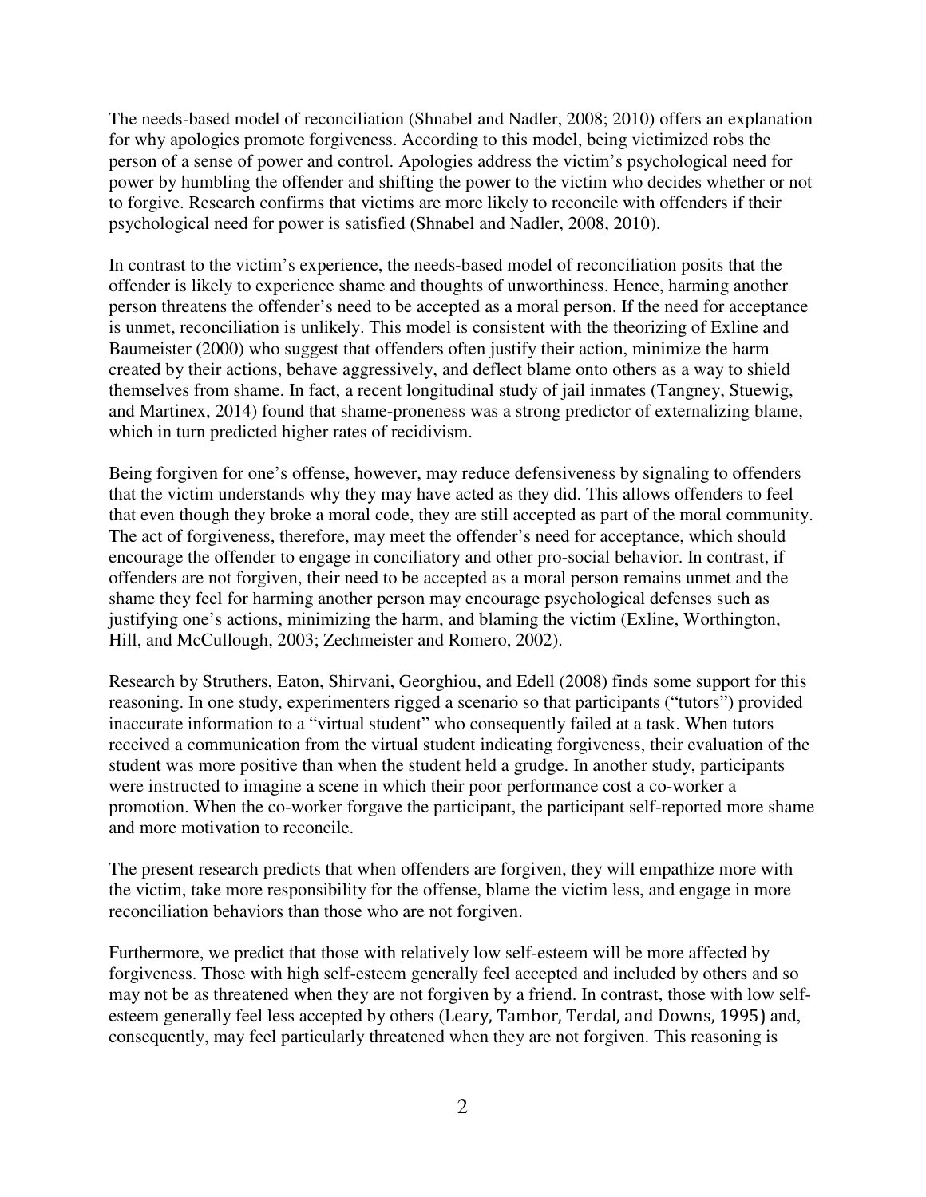The needs-based model of reconciliation (Shnabel and Nadler, 2008; 2010) offers an explanation for why apologies promote forgiveness. According to this model, being victimized robs the person of a sense of power and control. Apologies address the victim's psychological need for power by humbling the offender and shifting the power to the victim who decides whether or not to forgive. Research confirms that victims are more likely to reconcile with offenders if their psychological need for power is satisfied (Shnabel and Nadler, 2008, 2010).

In contrast to the victim's experience, the needs-based model of reconciliation posits that the offender is likely to experience shame and thoughts of unworthiness. Hence, harming another person threatens the offender's need to be accepted as a moral person. If the need for acceptance is unmet, reconciliation is unlikely. This model is consistent with the theorizing of Exline and Baumeister (2000) who suggest that offenders often justify their action, minimize the harm created by their actions, behave aggressively, and deflect blame onto others as a way to shield themselves from shame. In fact, a recent longitudinal study of jail inmates (Tangney, Stuewig, and Martinex, 2014) found that shame-proneness was a strong predictor of externalizing blame, which in turn predicted higher rates of recidivism.

Being forgiven for one's offense, however, may reduce defensiveness by signaling to offenders that the victim understands why they may have acted as they did. This allows offenders to feel that even though they broke a moral code, they are still accepted as part of the moral community. The act of forgiveness, therefore, may meet the offender's need for acceptance, which should encourage the offender to engage in conciliatory and other pro-social behavior. In contrast, if offenders are not forgiven, their need to be accepted as a moral person remains unmet and the shame they feel for harming another person may encourage psychological defenses such as justifying one's actions, minimizing the harm, and blaming the victim (Exline, Worthington, Hill, and McCullough, 2003; Zechmeister and Romero, 2002).

Research by Struthers, Eaton, Shirvani, Georghiou, and Edell (2008) finds some support for this reasoning. In one study, experimenters rigged a scenario so that participants ("tutors") provided inaccurate information to a "virtual student" who consequently failed at a task. When tutors received a communication from the virtual student indicating forgiveness, their evaluation of the student was more positive than when the student held a grudge. In another study, participants were instructed to imagine a scene in which their poor performance cost a co-worker a promotion. When the co-worker forgave the participant, the participant self-reported more shame and more motivation to reconcile.

The present research predicts that when offenders are forgiven, they will empathize more with the victim, take more responsibility for the offense, blame the victim less, and engage in more reconciliation behaviors than those who are not forgiven.

Furthermore, we predict that those with relatively low self-esteem will be more affected by forgiveness. Those with high self-esteem generally feel accepted and included by others and so may not be as threatened when they are not forgiven by a friend. In contrast, those with low self-esteem generally feel less accepted by others (Leary, Tambor, Terdal, and Downs, 1995) and, consequently, may feel particularly threatened when they are not forgiven. This reasoning is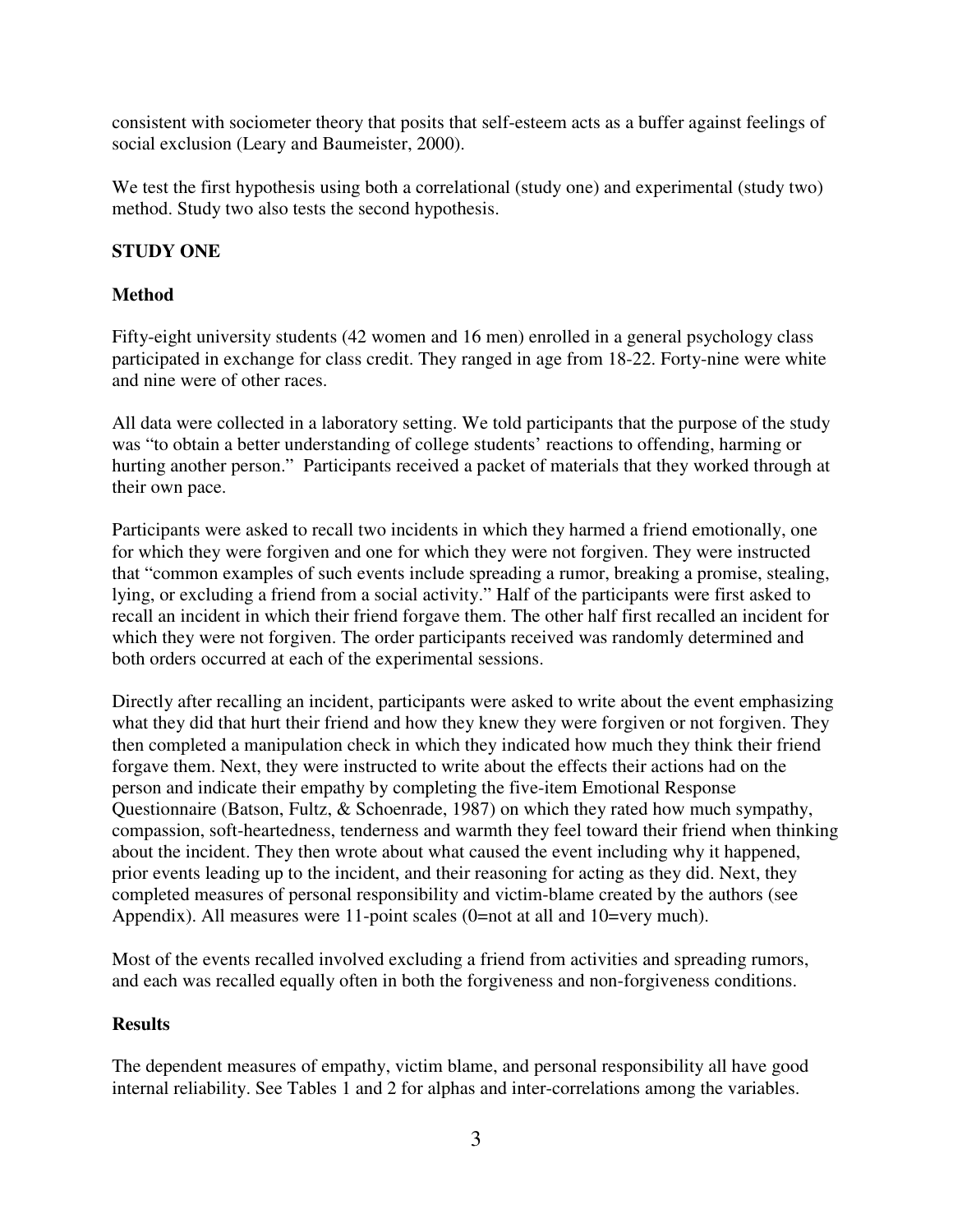consistent with sociometer theory that posits that self-esteem acts as a buffer against feelings of social exclusion (Leary and Baumeister, 2000).

We test the first hypothesis using both a correlational (study one) and experimental (study two) method. Study two also tests the second hypothesis.

## STUDY ONE

### Method

Fifty-eight university students (42 women and 16 men) enrolled in a general psychology class participated in exchange for class credit. They ranged in age from 18-22. Forty-nine were white and nine were of other races.

All data were collected in a laboratory setting. We told participants that the purpose of the study was "to obtain a better understanding of college students' reactions to offending, harming or hurting another person." Participants received a packet of materials that they worked through at their own pace.

Participants were asked to recall two incidents in which they harmed a friend emotionally, one for which they were forgiven and one for which they were not forgiven. They were instructed that "common examples of such events include spreading a rumor, breaking a promise, stealing, lying, or excluding a friend from a social activity." Half of the participants were first asked to recall an incident in which their friend forgave them. The other half first recalled an incident for which they were not forgiven. The order participants received was randomly determined and both orders occurred at each of the experimental sessions.

Directly after recalling an incident, participants were asked to write about the event emphasizing what they did that hurt their friend and how they knew they were forgiven or not forgiven. They then completed a manipulation check in which they indicated how much they think their friend forgave them. Next, they were instructed to write about the effects their actions had on the person and indicate their empathy by completing the five-item Emotional Response Questionnaire (Batson, Fultz, & Schoenrade, 1987) on which they rated how much sympathy, compassion, soft-heartedness, tenderness and warmth they feel toward their friend when thinking about the incident. They then wrote about what caused the event including why it happened, prior events leading up to the incident, and their reasoning for acting as they did. Next, they completed measures of personal responsibility and victim-blame created by the authors (see Appendix). All measures were 11-point scales (0=not at all and 10=very much).

Most of the events recalled involved excluding a friend from activities and spreading rumors, and each was recalled equally often in both the forgiveness and non-forgiveness conditions.

### Results

The dependent measures of empathy, victim blame, and personal responsibility all have good internal reliability. See Tables 1 and 2 for alphas and inter-correlations among the variables.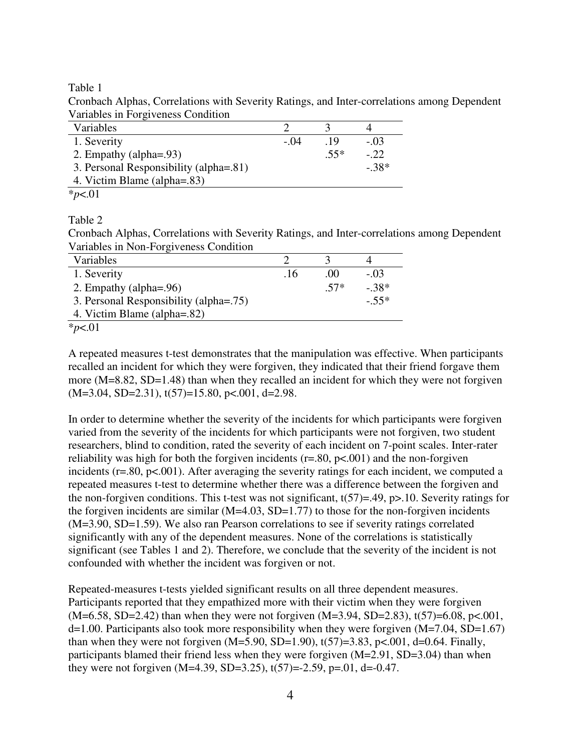Table 1

Cronbach Alphas, Correlations with Severity Ratings, and Inter-correlations among Dependent Variables in Forgiveness Condition

| Variables | 2 | 3 | 4 |
|---|---|---|---|
| 1. Severity | -.04 | .19 | -.03 |
| 2. Empathy (alpha=.93) | | .55* | -.22 |
| 3. Personal Responsibility (alpha=.81) | | | -.38* |
| 4. Victim Blame (alpha=.83) | | | |

*$p$<.01

Table 2

Cronbach Alphas, Correlations with Severity Ratings, and Inter-correlations among Dependent Variables in Non-Forgiveness Condition

| Variables | 2 | 3 | 4 |
|---|---|---|---|
| 1. Severity | .16 | .00 | -.03 |
| 2. Empathy (alpha=.96) | | .57* | -.38* |
| 3. Personal Responsibility (alpha=.75) | | | -.55* |
| 4. Victim Blame (alpha=.82) | | | |

*$p$<.01

A repeated measures t-test demonstrates that the manipulation was effective. When participants recalled an incident for which they were forgiven, they indicated that their friend forgave them more (M=8.82, SD=1.48) than when they recalled an incident for which they were not forgiven (M=3.04, SD=2.31), $t(57)=15.80$, $p<.001$, $d=2.98$.

In order to determine whether the severity of the incidents for which participants were forgiven varied from the severity of the incidents for which participants were not forgiven, two student researchers, blind to condition, rated the severity of each incident on 7-point scales. Inter-rater reliability was high for both the forgiven incidents ($r=.80$, $p<.001$) and the non-forgiven incidents ($r=.80$, $p<.001$). After averaging the severity ratings for each incident, we computed a repeated measures t-test to determine whether there was a difference between the forgiven and the non-forgiven conditions. This t-test was not significant, $t(57)=.49$, $p>.10$. Severity ratings for the forgiven incidents are similar (M=4.03, SD=1.77) to those for the non-forgiven incidents (M=3.90, SD=1.59). We also ran Pearson correlations to see if severity ratings correlated significantly with any of the dependent measures. None of the correlations is statistically significant (see Tables 1 and 2). Therefore, we conclude that the severity of the incident is not confounded with whether the incident was forgiven or not.

Repeated-measures t-tests yielded significant results on all three dependent measures. Participants reported that they empathized more with their victim when they were forgiven (M=6.58, SD=2.42) than when they were not forgiven (M=3.94, SD=2.83), $t(57)=6.08$, $p<.001$, $d=1.00$. Participants also took more responsibility when they were forgiven (M=7.04, SD=1.67) than when they were not forgiven (M=5.90, SD=1.90), $t(57)=3.83$, $p<.001$, $d=0.64$. Finally, participants blamed their friend less when they were forgiven (M=2.91, SD=3.04) than when they were not forgiven (M=4.39, SD=3.25), $t(57)=-2.59$, $p=.01$, $d=-0.47$.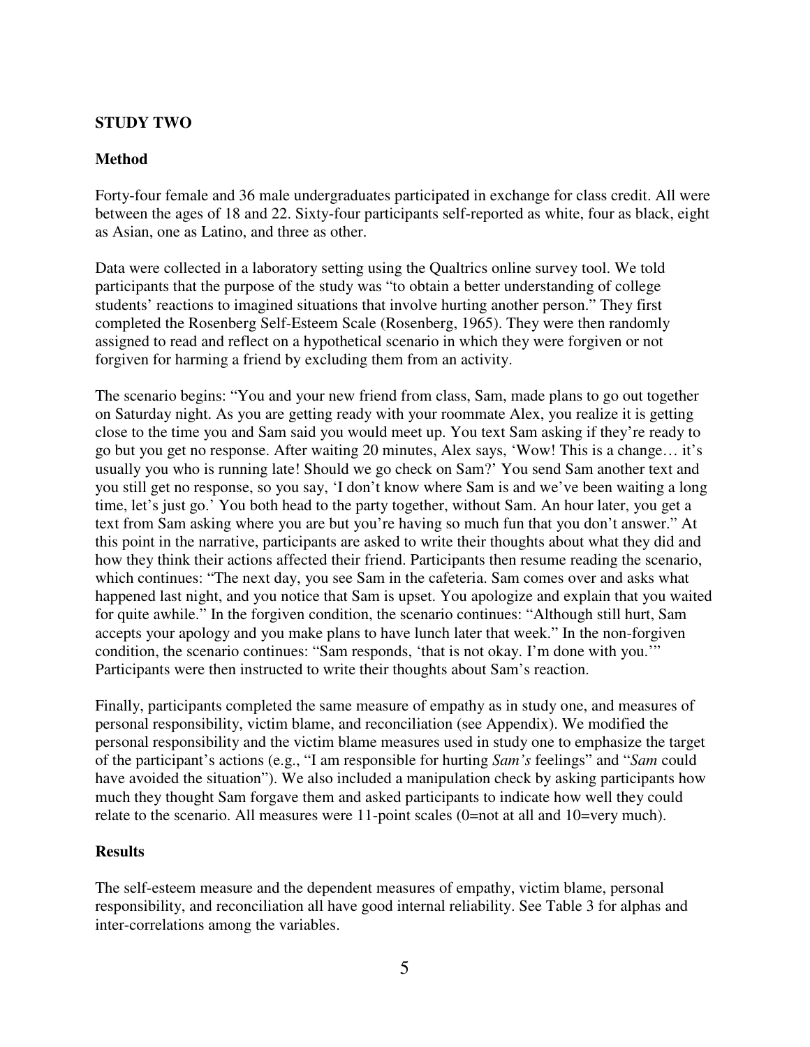## STUDY TWO

### Method

Forty-four female and 36 male undergraduates participated in exchange for class credit. All were between the ages of 18 and 22. Sixty-four participants self-reported as white, four as black, eight as Asian, one as Latino, and three as other.

Data were collected in a laboratory setting using the Qualtrics online survey tool. We told participants that the purpose of the study was "to obtain a better understanding of college students' reactions to imagined situations that involve hurting another person." They first completed the Rosenberg Self-Esteem Scale (Rosenberg, 1965). They were then randomly assigned to read and reflect on a hypothetical scenario in which they were forgiven or not forgiven for harming a friend by excluding them from an activity.

The scenario begins: "You and your new friend from class, Sam, made plans to go out together on Saturday night. As you are getting ready with your roommate Alex, you realize it is getting close to the time you and Sam said you would meet up. You text Sam asking if they're ready to go but you get no response. After waiting 20 minutes, Alex says, 'Wow! This is a change… it's usually you who is running late! Should we go check on Sam?' You send Sam another text and you still get no response, so you say, 'I don't know where Sam is and we've been waiting a long time, let's just go.' You both head to the party together, without Sam. An hour later, you get a text from Sam asking where you are but you're having so much fun that you don't answer." At this point in the narrative, participants are asked to write their thoughts about what they did and how they think their actions affected their friend. Participants then resume reading the scenario, which continues: "The next day, you see Sam in the cafeteria. Sam comes over and asks what happened last night, and you notice that Sam is upset. You apologize and explain that you waited for quite awhile." In the forgiven condition, the scenario continues: "Although still hurt, Sam accepts your apology and you make plans to have lunch later that week." In the non-forgiven condition, the scenario continues: "Sam responds, 'that is not okay. I'm done with you.'" Participants were then instructed to write their thoughts about Sam's reaction.

Finally, participants completed the same measure of empathy as in study one, and measures of personal responsibility, victim blame, and reconciliation (see Appendix). We modified the personal responsibility and the victim blame measures used in study one to emphasize the target of the participant's actions (e.g., "I am responsible for hurting *Sam's* feelings" and "*Sam* could have avoided the situation"). We also included a manipulation check by asking participants how much they thought Sam forgave them and asked participants to indicate how well they could relate to the scenario. All measures were 11-point scales (0=not at all and 10=very much).

### Results

The self-esteem measure and the dependent measures of empathy, victim blame, personal responsibility, and reconciliation all have good internal reliability. See Table 3 for alphas and inter-correlations among the variables.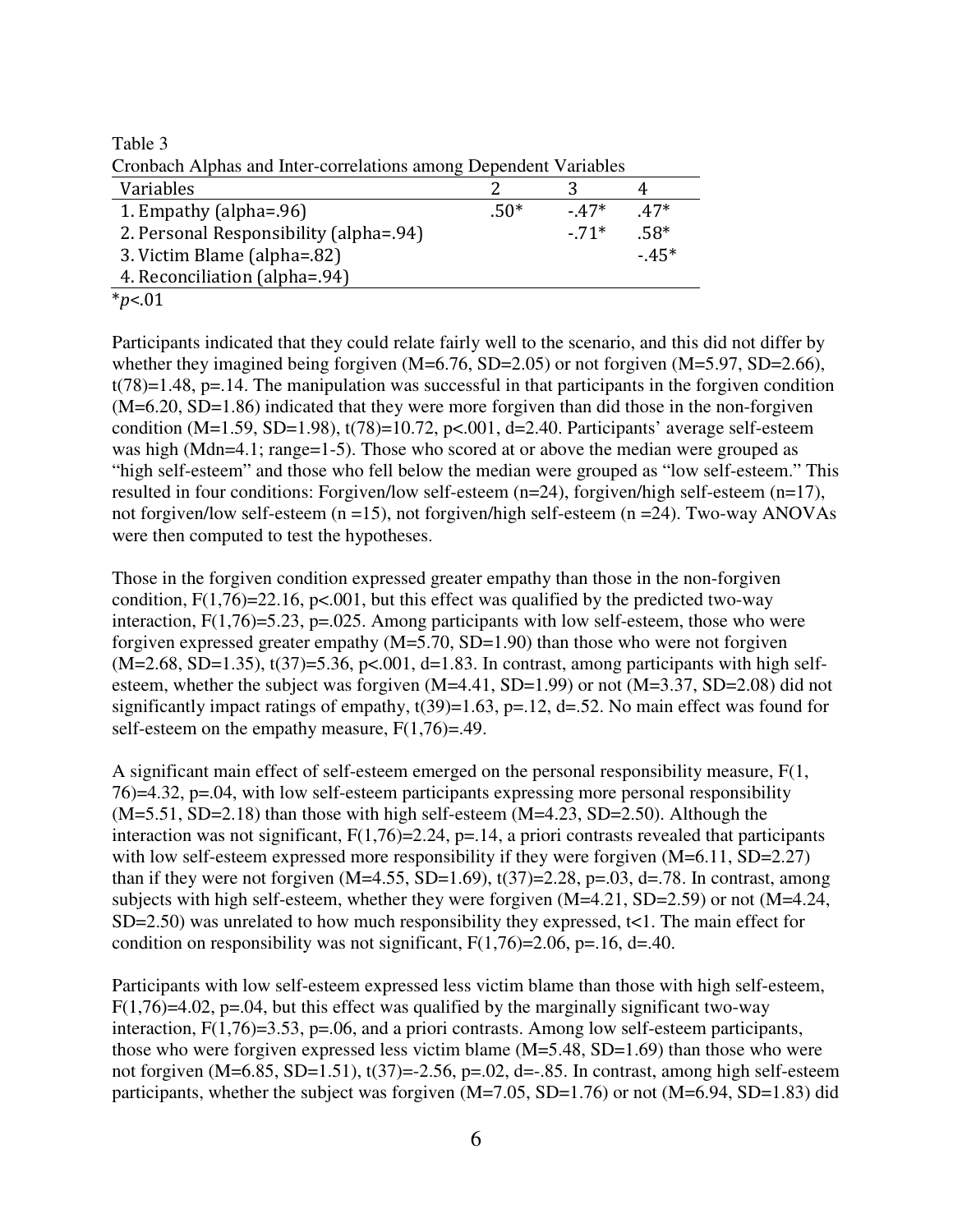Table 3
Cronbach Alphas and Inter-correlations among Dependent Variables

| Variables | 2 | 3 | 4 |
|---|---|---|---|
| 1. Empathy (alpha=.96) | .50* | -.47* | .47* |
| 2. Personal Responsibility (alpha=.94) | | -.71* | .58* |
| 3. Victim Blame (alpha=.82) | | | -.45* |
| 4. Reconciliation (alpha=.94) | | | |

*$p$<.01

Participants indicated that they could relate fairly well to the scenario, and this did not differ by whether they imagined being forgiven (M=6.76, SD=2.05) or not forgiven (M=5.97, SD=2.66), $t(78)=1.48$, $p=.14$. The manipulation was successful in that participants in the forgiven condition (M=6.20, SD=1.86) indicated that they were more forgiven than did those in the non-forgiven condition (M=1.59, SD=1.98), $t(78)=10.72$, $p<.001$, d=2.40. Participants' average self-esteem was high (Mdn=4.1; range=1-5). Those who scored at or above the median were grouped as "high self-esteem" and those who fell below the median were grouped as "low self-esteem." This resulted in four conditions: Forgiven/low self-esteem (n=24), forgiven/high self-esteem (n=17), not forgiven/low self-esteem (n =15), not forgiven/high self-esteem (n =24). Two-way ANOVAs were then computed to test the hypotheses.

Those in the forgiven condition expressed greater empathy than those in the non-forgiven condition, $F(1,76)=22.16$, $p<.001$, but this effect was qualified by the predicted two-way interaction, $F(1,76)=5.23$, $p=.025$. Among participants with low self-esteem, those who were forgiven expressed greater empathy (M=5.70, SD=1.90) than those who were not forgiven (M=2.68, SD=1.35), $t(37)=5.36$, $p<.001$, d=1.83. In contrast, among participants with high self-esteem, whether the subject was forgiven (M=4.41, SD=1.99) or not (M=3.37, SD=2.08) did not significantly impact ratings of empathy, $t(39)=1.63$, $p=.12$, d=.52. No main effect was found for self-esteem on the empathy measure, $F(1,76)=.49$.

A significant main effect of self-esteem emerged on the personal responsibility measure, $F(1, 76)=4.32$, $p=.04$, with low self-esteem participants expressing more personal responsibility (M=5.51, SD=2.18) than those with high self-esteem (M=4.23, SD=2.50). Although the interaction was not significant, $F(1,76)=2.24$, $p=.14$, a priori contrasts revealed that participants with low self-esteem expressed more responsibility if they were forgiven (M=6.11, SD=2.27) than if they were not forgiven (M=4.55, SD=1.69), $t(37)=2.28$, $p=.03$, d=.78. In contrast, among subjects with high self-esteem, whether they were forgiven (M=4.21, SD=2.59) or not (M=4.24, SD=2.50) was unrelated to how much responsibility they expressed, $t<1$. The main effect for condition on responsibility was not significant, $F(1,76)=2.06$, $p=.16$, d=.40.

Participants with low self-esteem expressed less victim blame than those with high self-esteem, $F(1,76)=4.02$, $p=.04$, but this effect was qualified by the marginally significant two-way interaction, $F(1,76)=3.53$, $p=.06$, and a priori contrasts. Among low self-esteem participants, those who were forgiven expressed less victim blame (M=5.48, SD=1.69) than those who were not forgiven (M=6.85, SD=1.51), $t(37)=-2.56$, $p=.02$, d=-.85. In contrast, among high self-esteem participants, whether the subject was forgiven (M=7.05, SD=1.76) or not (M=6.94, SD=1.83) did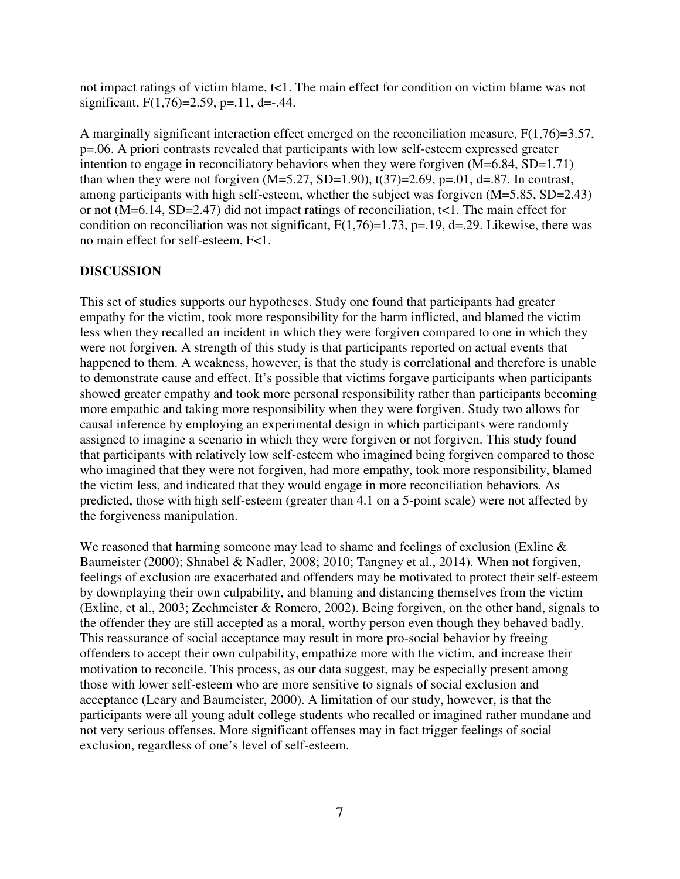not impact ratings of victim blame, $t<1$. The main effect for condition on victim blame was not significant, $F(1,76)=2.59$, $p=.11$, $d=-.44$.

A marginally significant interaction effect emerged on the reconciliation measure, $F(1,76)=3.57$, $p=.06$. A priori contrasts revealed that participants with low self-esteem expressed greater intention to engage in reconciliatory behaviors when they were forgiven ($M=6.84$, $SD=1.71$) than when they were not forgiven ($M=5.27$, $SD=1.90$), $t(37)=2.69$, $p=.01$, $d=.87$. In contrast, among participants with high self-esteem, whether the subject was forgiven ($M=5.85$, $SD=2.43$) or not ($M=6.14$, $SD=2.47$) did not impact ratings of reconciliation, $t<1$. The main effect for condition on reconciliation was not significant, $F(1,76)=1.73$, $p=.19$, $d=.29$. Likewise, there was no main effect for self-esteem, $F<1$.

## DISCUSSION

This set of studies supports our hypotheses. Study one found that participants had greater empathy for the victim, took more responsibility for the harm inflicted, and blamed the victim less when they recalled an incident in which they were forgiven compared to one in which they were not forgiven. A strength of this study is that participants reported on actual events that happened to them. A weakness, however, is that the study is correlational and therefore is unable to demonstrate cause and effect. It's possible that victims forgave participants when participants showed greater empathy and took more personal responsibility rather than participants becoming more empathic and taking more responsibility when they were forgiven. Study two allows for causal inference by employing an experimental design in which participants were randomly assigned to imagine a scenario in which they were forgiven or not forgiven. This study found that participants with relatively low self-esteem who imagined being forgiven compared to those who imagined that they were not forgiven, had more empathy, took more responsibility, blamed the victim less, and indicated that they would engage in more reconciliation behaviors. As predicted, those with high self-esteem (greater than 4.1 on a 5-point scale) were not affected by the forgiveness manipulation.

We reasoned that harming someone may lead to shame and feelings of exclusion (Exline & Baumeister (2000); Shnabel & Nadler, 2008; 2010; Tangney et al., 2014). When not forgiven, feelings of exclusion are exacerbated and offenders may be motivated to protect their self-esteem by downplaying their own culpability, and blaming and distancing themselves from the victim (Exline, et al., 2003; Zechmeister & Romero, 2002). Being forgiven, on the other hand, signals to the offender they are still accepted as a moral, worthy person even though they behaved badly. This reassurance of social acceptance may result in more pro-social behavior by freeing offenders to accept their own culpability, empathize more with the victim, and increase their motivation to reconcile. This process, as our data suggest, may be especially present among those with lower self-esteem who are more sensitive to signals of social exclusion and acceptance (Leary and Baumeister, 2000). A limitation of our study, however, is that the participants were all young adult college students who recalled or imagined rather mundane and not very serious offenses. More significant offenses may in fact trigger feelings of social exclusion, regardless of one's level of self-esteem.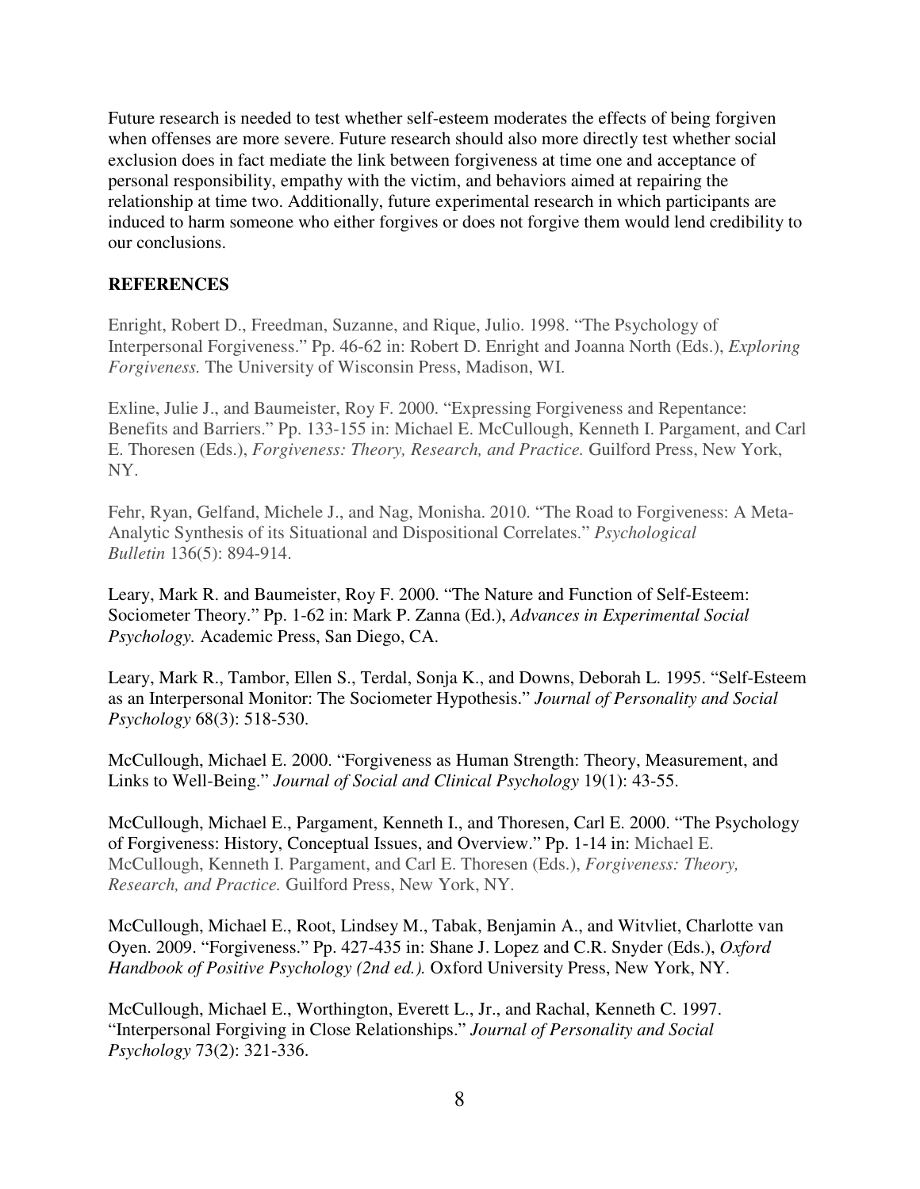Future research is needed to test whether self-esteem moderates the effects of being forgiven when offenses are more severe. Future research should also more directly test whether social exclusion does in fact mediate the link between forgiveness at time one and acceptance of personal responsibility, empathy with the victim, and behaviors aimed at repairing the relationship at time two. Additionally, future experimental research in which participants are induced to harm someone who either forgives or does not forgive them would lend credibility to our conclusions.

## REFERENCES

Enright, Robert D., Freedman, Suzanne, and Rique, Julio. 1998. "The Psychology of Interpersonal Forgiveness." Pp. 46-62 in: Robert D. Enright and Joanna North (Eds.), *Exploring Forgiveness.* The University of Wisconsin Press, Madison, WI.

Exline, Julie J., and Baumeister, Roy F. 2000. "Expressing Forgiveness and Repentance: Benefits and Barriers." Pp. 133-155 in: Michael E. McCullough, Kenneth I. Pargament, and Carl E. Thoresen (Eds.), *Forgiveness: Theory, Research, and Practice.* Guilford Press, New York, NY.

Fehr, Ryan, Gelfand, Michele J., and Nag, Monisha. 2010. "The Road to Forgiveness: A Meta-Analytic Synthesis of its Situational and Dispositional Correlates." *Psychological Bulletin* 136(5): 894-914.

Leary, Mark R. and Baumeister, Roy F. 2000. "The Nature and Function of Self-Esteem: Sociometer Theory." Pp. 1-62 in: Mark P. Zanna (Ed.), *Advances in Experimental Social Psychology.* Academic Press, San Diego, CA.

Leary, Mark R., Tambor, Ellen S., Terdal, Sonja K., and Downs, Deborah L. 1995. "Self-Esteem as an Interpersonal Monitor: The Sociometer Hypothesis." *Journal of Personality and Social Psychology* 68(3): 518-530.

McCullough, Michael E. 2000. "Forgiveness as Human Strength: Theory, Measurement, and Links to Well-Being." *Journal of Social and Clinical Psychology* 19(1): 43-55.

McCullough, Michael E., Pargament, Kenneth I., and Thoresen, Carl E. 2000. "The Psychology of Forgiveness: History, Conceptual Issues, and Overview." Pp. 1-14 in: Michael E. McCullough, Kenneth I. Pargament, and Carl E. Thoresen (Eds.), *Forgiveness: Theory, Research, and Practice.* Guilford Press, New York, NY.

McCullough, Michael E., Root, Lindsey M., Tabak, Benjamin A., and Witvliet, Charlotte van Oyen. 2009. "Forgiveness." Pp. 427-435 in: Shane J. Lopez and C.R. Snyder (Eds.), *Oxford Handbook of Positive Psychology (2nd ed.).* Oxford University Press, New York, NY.

McCullough, Michael E., Worthington, Everett L., Jr., and Rachal, Kenneth C. 1997. "Interpersonal Forgiving in Close Relationships." *Journal of Personality and Social Psychology* 73(2): 321-336.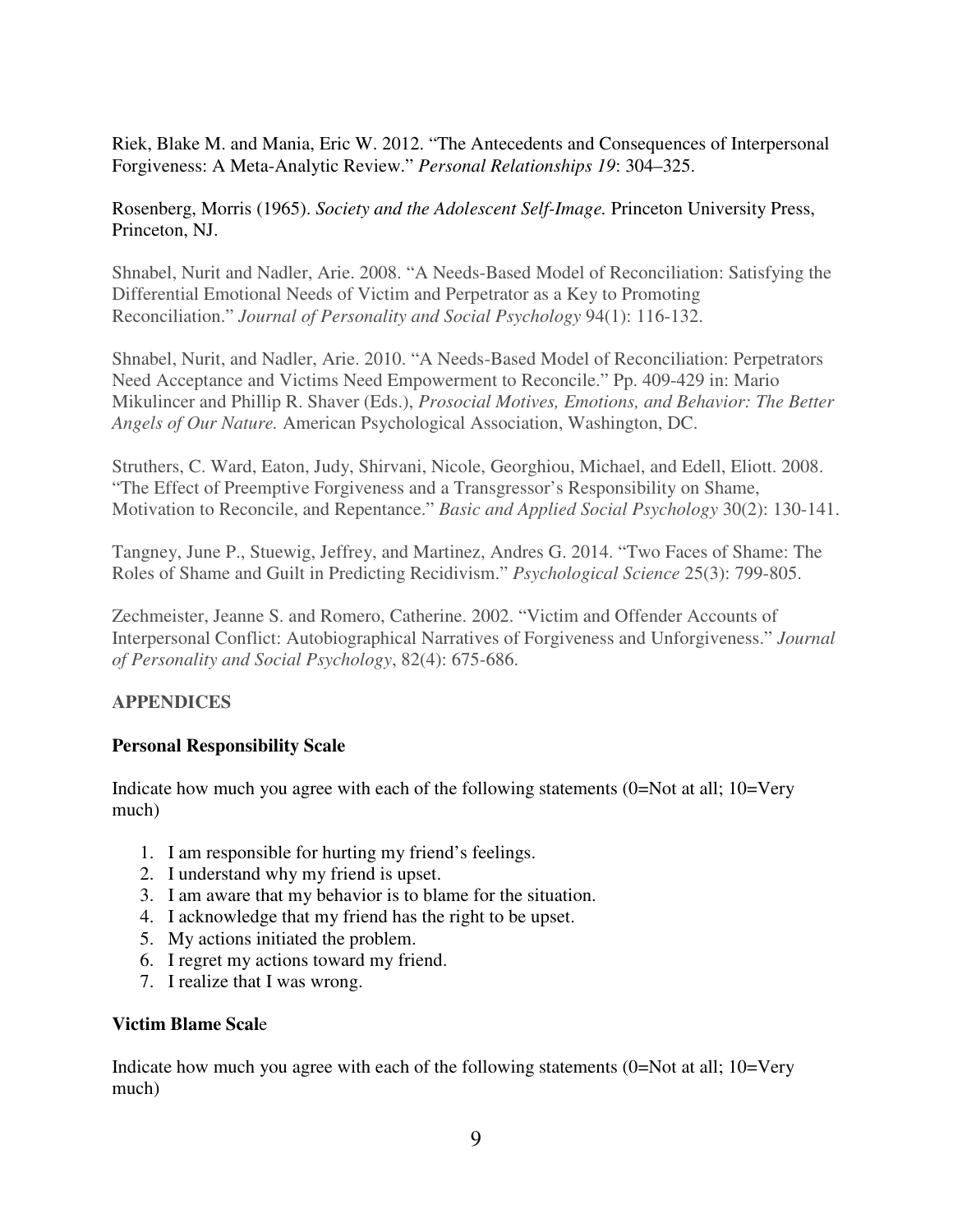Riek, Blake M. and Mania, Eric W. 2012. "The Antecedents and Consequences of Interpersonal Forgiveness: A Meta-Analytic Review." *Personal Relationships 19*: 304–325.

Rosenberg, Morris (1965). *Society and the Adolescent Self-Image.* Princeton University Press, Princeton, NJ.

Shnabel, Nurit and Nadler, Arie. 2008. "A Needs-Based Model of Reconciliation: Satisfying the Differential Emotional Needs of Victim and Perpetrator as a Key to Promoting Reconciliation." *Journal of Personality and Social Psychology* 94(1): 116-132.

Shnabel, Nurit, and Nadler, Arie. 2010. "A Needs-Based Model of Reconciliation: Perpetrators Need Acceptance and Victims Need Empowerment to Reconcile." Pp. 409-429 in: Mario Mikulincer and Phillip R. Shaver (Eds.), *Prosocial Motives, Emotions, and Behavior: The Better Angels of Our Nature.* American Psychological Association, Washington, DC.

Struthers, C. Ward, Eaton, Judy, Shirvani, Nicole, Georghiou, Michael, and Edell, Eliott. 2008. "The Effect of Preemptive Forgiveness and a Transgressor's Responsibility on Shame, Motivation to Reconcile, and Repentance." *Basic and Applied Social Psychology* 30(2): 130-141.

Tangney, June P., Stuewig, Jeffrey, and Martinez, Andres G. 2014. "Two Faces of Shame: The Roles of Shame and Guilt in Predicting Recidivism." *Psychological Science* 25(3): 799-805.

Zechmeister, Jeanne S. and Romero, Catherine. 2002. "Victim and Offender Accounts of Interpersonal Conflict: Autobiographical Narratives of Forgiveness and Unforgiveness." *Journal of Personality and Social Psychology*, 82(4): 675-686.

## APPENDICES

### Personal Responsibility Scale

Indicate how much you agree with each of the following statements (0=Not at all; 10=Very much)

1. I am responsible for hurting my friend's feelings.
2. I understand why my friend is upset.
3. I am aware that my behavior is to blame for the situation.
4. I acknowledge that my friend has the right to be upset.
5. My actions initiated the problem.
6. I regret my actions toward my friend.
7. I realize that I was wrong.

### Victim Blame Scale

Indicate how much you agree with each of the following statements (0=Not at all; 10=Very much)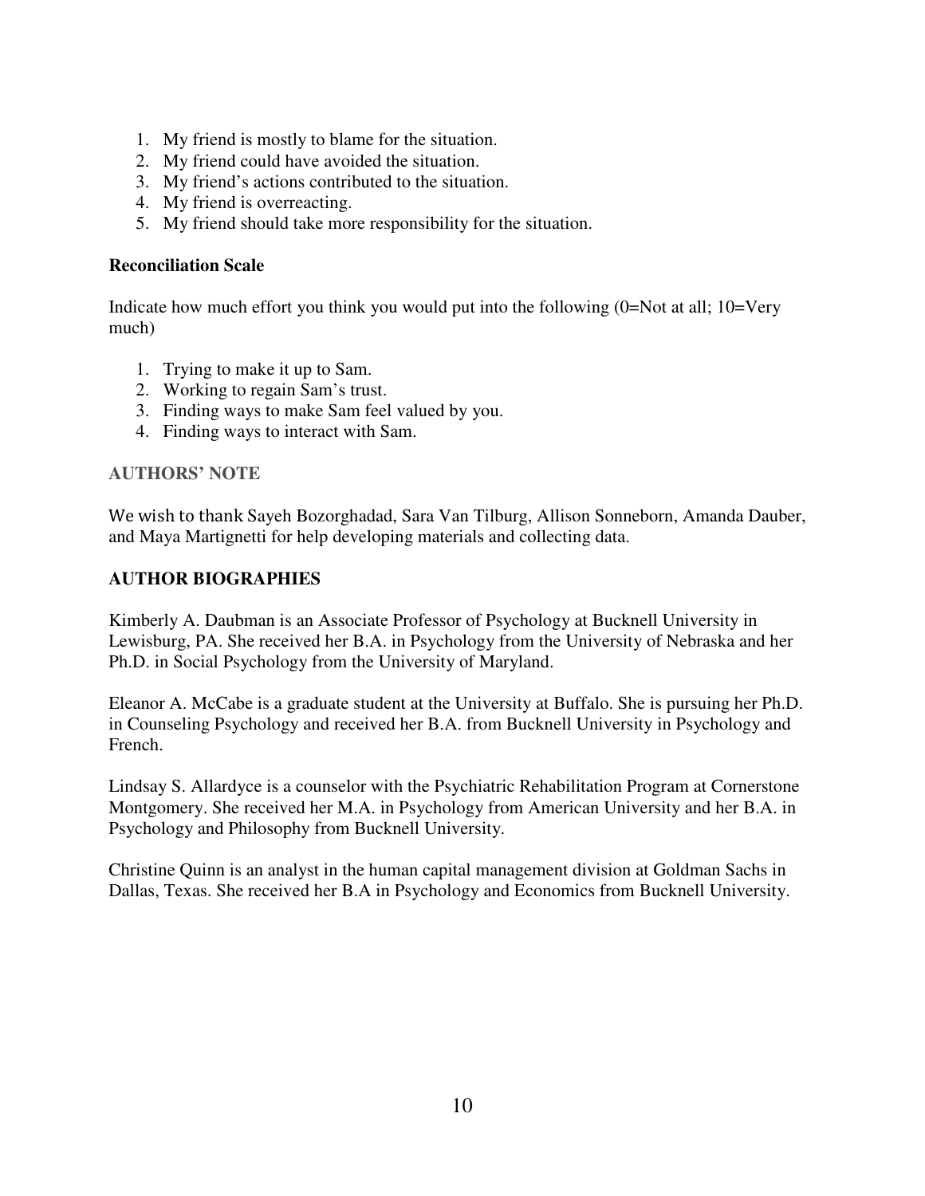1. My friend is mostly to blame for the situation.
2. My friend could have avoided the situation.
3. My friend's actions contributed to the situation.
4. My friend is overreacting.
5. My friend should take more responsibility for the situation.

**Reconciliation Scale**

Indicate how much effort you think you would put into the following (0=Not at all; 10=Very much)

1. Trying to make it up to Sam.
2. Working to regain Sam's trust.
3. Finding ways to make Sam feel valued by you.
4. Finding ways to interact with Sam.

## AUTHORS' NOTE

We wish to thank Sayeh Bozorghadad, Sara Van Tilburg, Allison Sonneborn, Amanda Dauber, and Maya Martignetti for help developing materials and collecting data.

## AUTHOR BIOGRAPHIES

Kimberly A. Daubman is an Associate Professor of Psychology at Bucknell University in Lewisburg, PA. She received her B.A. in Psychology from the University of Nebraska and her Ph.D. in Social Psychology from the University of Maryland.

Eleanor A. McCabe is a graduate student at the University at Buffalo. She is pursuing her Ph.D. in Counseling Psychology and received her B.A. from Bucknell University in Psychology and French.

Lindsay S. Allardyce is a counselor with the Psychiatric Rehabilitation Program at Cornerstone Montgomery. She received her M.A. in Psychology from American University and her B.A. in Psychology and Philosophy from Bucknell University.

Christine Quinn is an analyst in the human capital management division at Goldman Sachs in Dallas, Texas. She received her B.A in Psychology and Economics from Bucknell University.